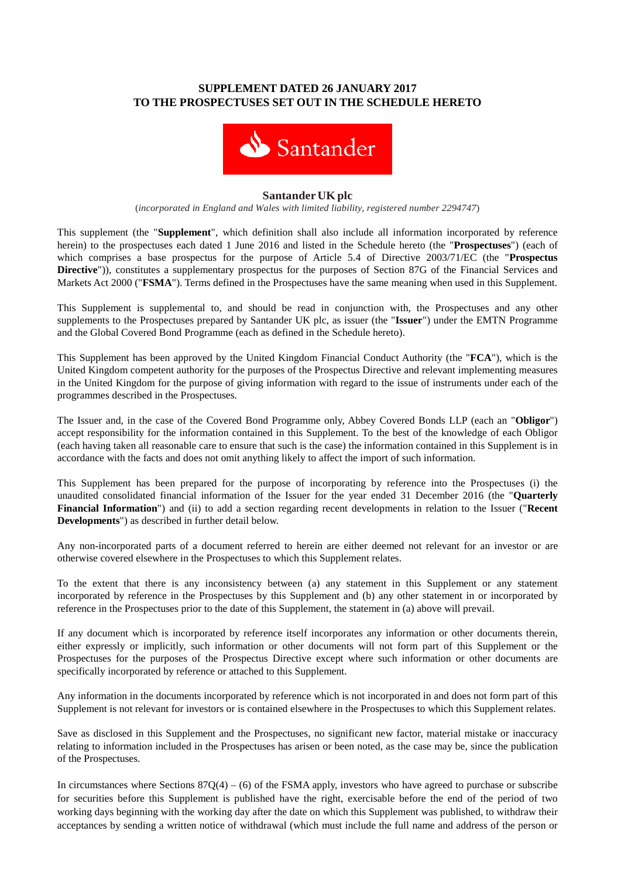**SUPPLEMENT DATED 26 JANUARY 2017**
**TO THE PROSPECTUSES SET OUT IN THE SCHEDULE HERETO**

Santander

**Santander UK plc**

(*incorporated in England and Wales with limited liability, registered number 2294747*)

This supplement (the "**Supplement**", which definition shall also include all information incorporated by reference herein) to the prospectuses each dated 1 June 2016 and listed in the Schedule hereto (the "**Prospectuses**") (each of which comprises a base prospectus for the purpose of Article 5.4 of Directive 2003/71/EC (the "**Prospectus Directive**")), constitutes a supplementary prospectus for the purposes of Section 87G of the Financial Services and Markets Act 2000 ("**FSMA**"). Terms defined in the Prospectuses have the same meaning when used in this Supplement.

This Supplement is supplemental to, and should be read in conjunction with, the Prospectuses and any other supplements to the Prospectuses prepared by Santander UK plc, as issuer (the "**Issuer**") under the EMTN Programme and the Global Covered Bond Programme (each as defined in the Schedule hereto).

This Supplement has been approved by the United Kingdom Financial Conduct Authority (the "**FCA**"), which is the United Kingdom competent authority for the purposes of the Prospectus Directive and relevant implementing measures in the United Kingdom for the purpose of giving information with regard to the issue of instruments under each of the programmes described in the Prospectuses.

The Issuer and, in the case of the Covered Bond Programme only, Abbey Covered Bonds LLP (each an "**Obligor**") accept responsibility for the information contained in this Supplement. To the best of the knowledge of each Obligor (each having taken all reasonable care to ensure that such is the case) the information contained in this Supplement is in accordance with the facts and does not omit anything likely to affect the import of such information.

This Supplement has been prepared for the purpose of incorporating by reference into the Prospectuses (i) the unaudited consolidated financial information of the Issuer for the year ended 31 December 2016 (the "**Quarterly Financial Information**") and (ii) to add a section regarding recent developments in relation to the Issuer ("**Recent Developments**") as described in further detail below.

Any non-incorporated parts of a document referred to herein are either deemed not relevant for an investor or are otherwise covered elsewhere in the Prospectuses to which this Supplement relates.

To the extent that there is any inconsistency between (a) any statement in this Supplement or any statement incorporated by reference in the Prospectuses by this Supplement and (b) any other statement in or incorporated by reference in the Prospectuses prior to the date of this Supplement, the statement in (a) above will prevail.

If any document which is incorporated by reference itself incorporates any information or other documents therein, either expressly or implicitly, such information or other documents will not form part of this Supplement or the Prospectuses for the purposes of the Prospectus Directive except where such information or other documents are specifically incorporated by reference or attached to this Supplement.

Any information in the documents incorporated by reference which is not incorporated in and does not form part of this Supplement is not relevant for investors or is contained elsewhere in the Prospectuses to which this Supplement relates.

Save as disclosed in this Supplement and the Prospectuses, no significant new factor, material mistake or inaccuracy relating to information included in the Prospectuses has arisen or been noted, as the case may be, since the publication of the Prospectuses.

In circumstances where Sections 87Q(4) – (6) of the FSMA apply, investors who have agreed to purchase or subscribe for securities before this Supplement is published have the right, exercisable before the end of the period of two working days beginning with the working day after the date on which this Supplement was published, to withdraw their acceptances by sending a written notice of withdrawal (which must include the full name and address of the person or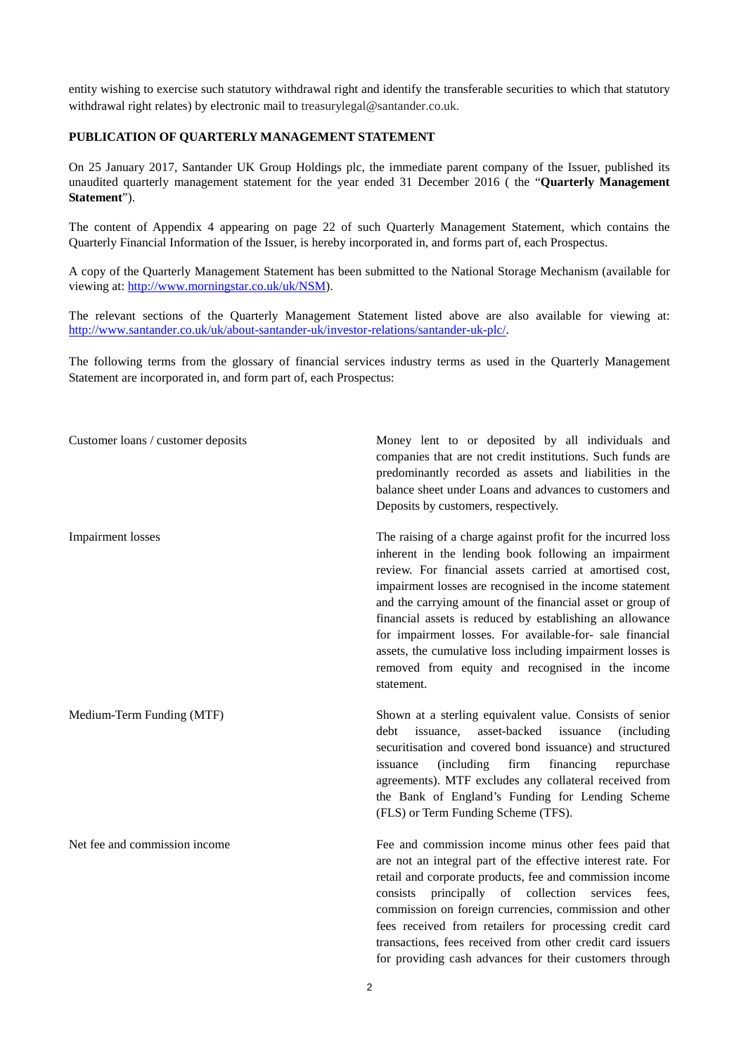entity wishing to exercise such statutory withdrawal right and identify the transferable securities to which that statutory withdrawal right relates) by electronic mail to treasurylegal@santander.co.uk.

**PUBLICATION OF QUARTERLY MANAGEMENT STATEMENT**

On 25 January 2017, Santander UK Group Holdings plc, the immediate parent company of the Issuer, published its unaudited quarterly management statement for the year ended 31 December 2016 ( the "**Quarterly Management Statement**").

The content of Appendix 4 appearing on page 22 of such Quarterly Management Statement, which contains the Quarterly Financial Information of the Issuer, is hereby incorporated in, and forms part of, each Prospectus.

A copy of the Quarterly Management Statement has been submitted to the National Storage Mechanism (available for viewing at: [http://www.morningstar.co.uk/uk/NSM](http://www.morningstar.co.uk/uk/NSM)).

The relevant sections of the Quarterly Management Statement listed above are also available for viewing at: [http://www.santander.co.uk/uk/about-santander-uk/investor-relations/santander-uk-plc/](http://www.santander.co.uk/uk/about-santander-uk/investor-relations/santander-uk-plc/).

The following terms from the glossary of financial services industry terms as used in the Quarterly Management Statement are incorporated in, and form part of, each Prospectus:

| | |
|---|---|
| Customer loans / customer deposits | Money lent to or deposited by all individuals and companies that are not credit institutions. Such funds are predominantly recorded as assets and liabilities in the balance sheet under Loans and advances to customers and Deposits by customers, respectively. |
| Impairment losses | The raising of a charge against profit for the incurred loss inherent in the lending book following an impairment review. For financial assets carried at amortised cost, impairment losses are recognised in the income statement and the carrying amount of the financial asset or group of financial assets is reduced by establishing an allowance for impairment losses. For available-for- sale financial assets, the cumulative loss including impairment losses is removed from equity and recognised in the income statement. |
| Medium-Term Funding (MTF) | Shown at a sterling equivalent value. Consists of senior debt issuance, asset-backed issuance (including securitisation and covered bond issuance) and structured issuance (including firm financing repurchase agreements). MTF excludes any collateral received from the Bank of England's Funding for Lending Scheme (FLS) or Term Funding Scheme (TFS). |
| Net fee and commission income | Fee and commission income minus other fees paid that are not an integral part of the effective interest rate. For retail and corporate products, fee and commission income consists principally of collection services fees, commission on foreign currencies, commission and other fees received from retailers for processing credit card transactions, fees received from other credit card issuers for providing cash advances for their customers through |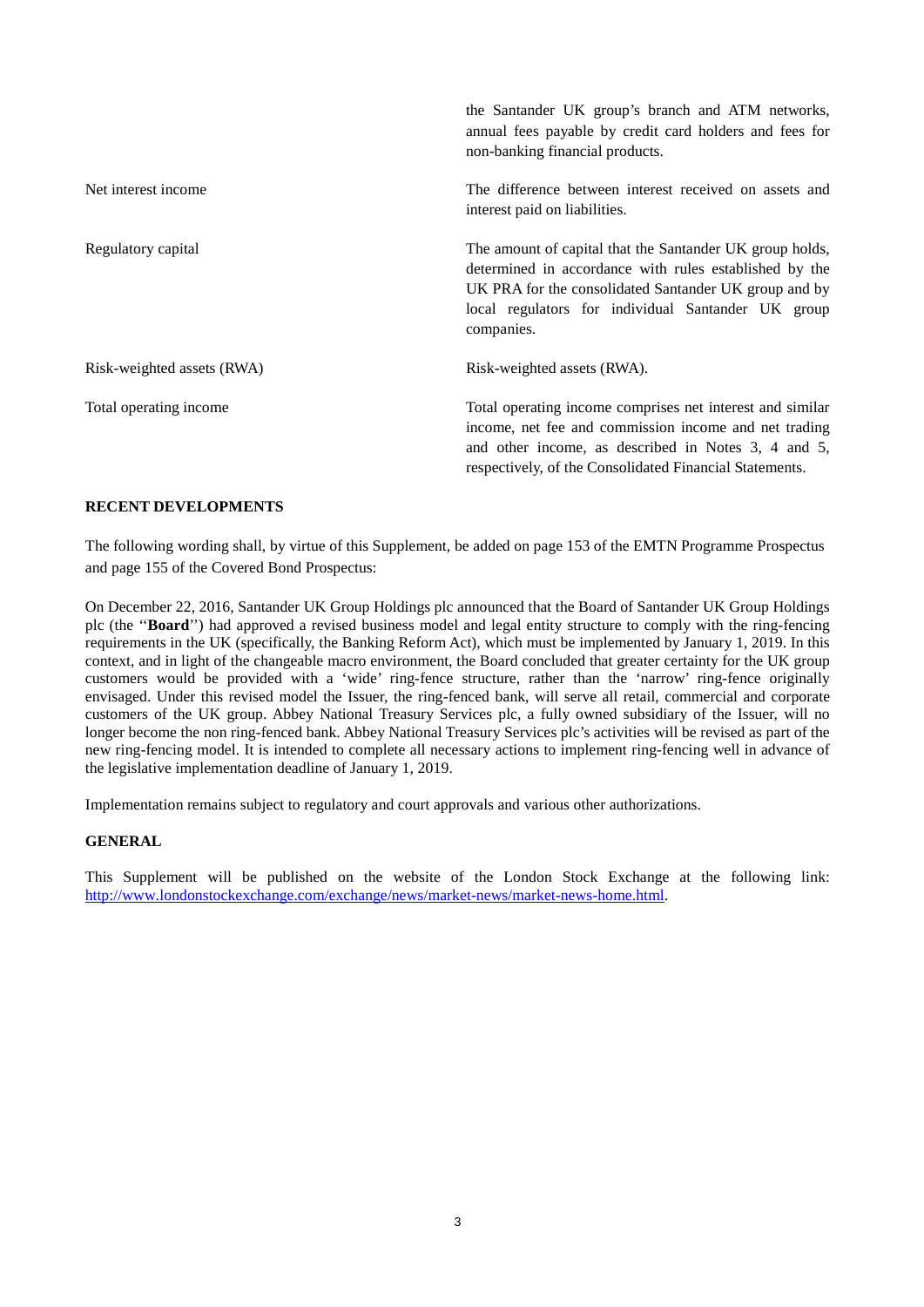| | |
|---|---|
| | the Santander UK group's branch and ATM networks, annual fees payable by credit card holders and fees for non-banking financial products. |
| Net interest income | The difference between interest received on assets and interest paid on liabilities. |
| Regulatory capital | The amount of capital that the Santander UK group holds, determined in accordance with rules established by the UK PRA for the consolidated Santander UK group and by local regulators for individual Santander UK group companies. |
| Risk-weighted assets (RWA) | Risk-weighted assets (RWA). |
| Total operating income | Total operating income comprises net interest and similar income, net fee and commission income and net trading and other income, as described in Notes 3, 4 and 5, respectively, of the Consolidated Financial Statements. |

## RECENT DEVELOPMENTS

The following wording shall, by virtue of this Supplement, be added on page 153 of the EMTN Programme Prospectus and page 155 of the Covered Bond Prospectus:

On December 22, 2016, Santander UK Group Holdings plc announced that the Board of Santander UK Group Holdings plc (the "**Board**") had approved a revised business model and legal entity structure to comply with the ring-fencing requirements in the UK (specifically, the Banking Reform Act), which must be implemented by January 1, 2019. In this context, and in light of the changeable macro environment, the Board concluded that greater certainty for the UK group customers would be provided with a 'wide' ring-fence structure, rather than the 'narrow' ring-fence originally envisaged. Under this revised model the Issuer, the ring-fenced bank, will serve all retail, commercial and corporate customers of the UK group. Abbey National Treasury Services plc, a fully owned subsidiary of the Issuer, will no longer become the non ring-fenced bank. Abbey National Treasury Services plc's activities will be revised as part of the new ring-fencing model. It is intended to complete all necessary actions to implement ring-fencing well in advance of the legislative implementation deadline of January 1, 2019.

Implementation remains subject to regulatory and court approvals and various other authorizations.

## GENERAL

This Supplement will be published on the website of the London Stock Exchange at the following link: [http://www.londonstockexchange.com/exchange/news/market-news/market-news-home.html](http://www.londonstockexchange.com/exchange/news/market-news/market-news-home.html).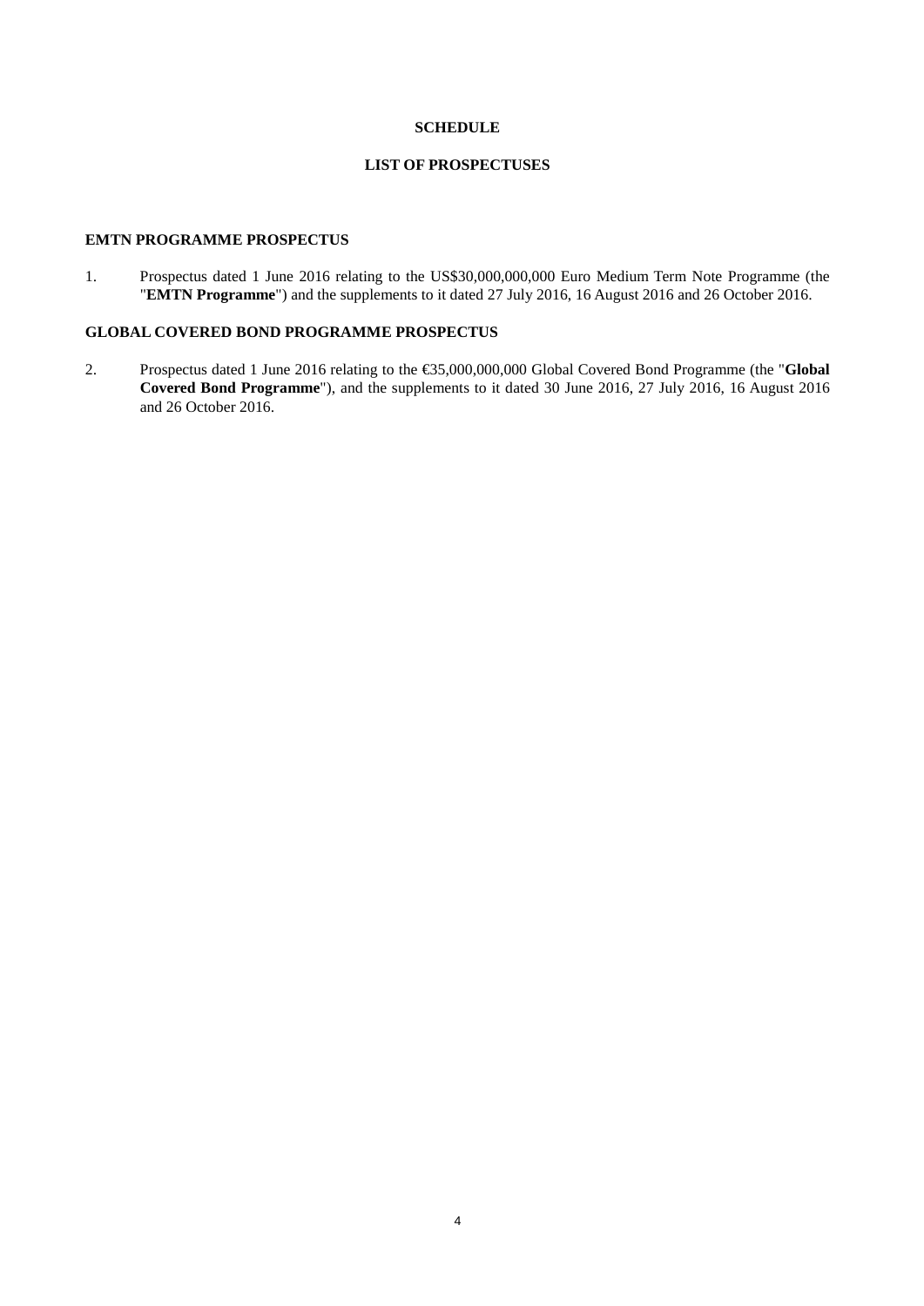# SCHEDULE

## LIST OF PROSPECTUSES

### EMTN PROGRAMME PROSPECTUS

1. Prospectus dated 1 June 2016 relating to the US$30,000,000,000 Euro Medium Term Note Programme (the "**EMTN Programme**") and the supplements to it dated 27 July 2016, 16 August 2016 and 26 October 2016.

### GLOBAL COVERED BOND PROGRAMME PROSPECTUS

2. Prospectus dated 1 June 2016 relating to the €35,000,000,000 Global Covered Bond Programme (the "**Global Covered Bond Programme**"), and the supplements to it dated 30 June 2016, 27 July 2016, 16 August 2016 and 26 October 2016.